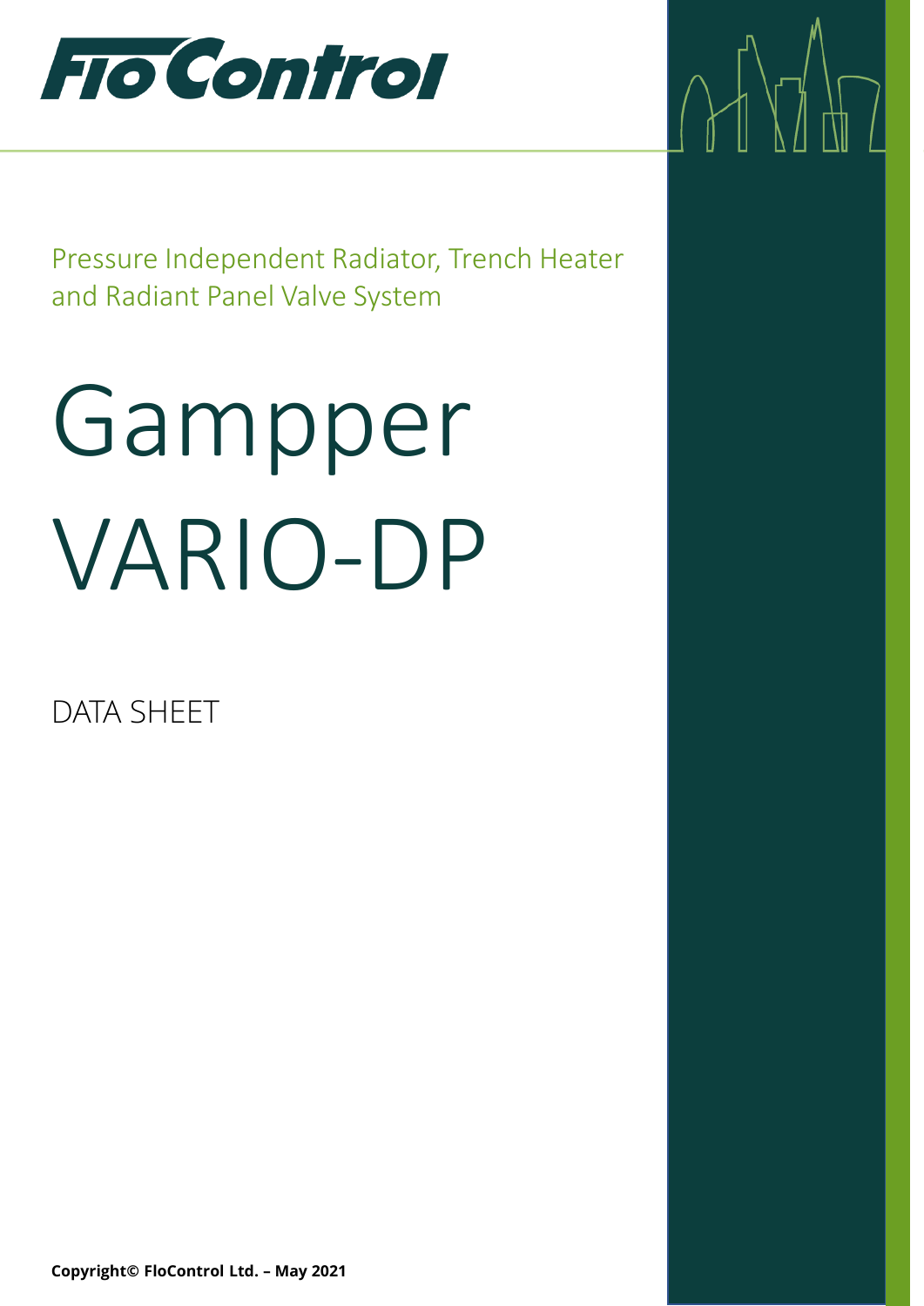FloControl

Pressure Independent Radiator, Trench Heater and Radiant Panel Valve System

# Gampper VARIO-DP

DATA SHEET

**Copyright© FloControl Ltd. – May 2021**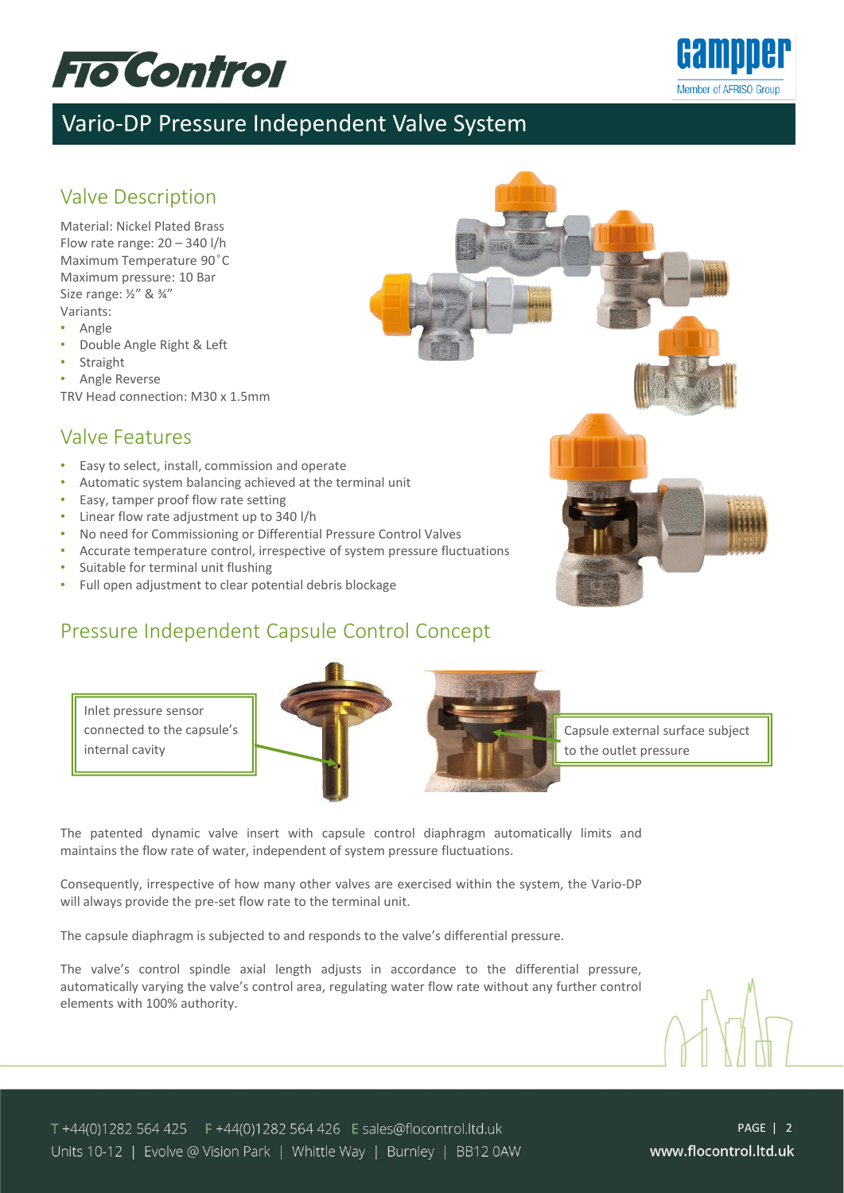# Vario-DP Pressure Independent Valve System

## Valve Description

Material: Nickel Plated Brass
Flow rate range: 20 – 340 l/h
Maximum Temperature 90˚C
Maximum pressure: 10 Bar
Size range: ½" & ¾"
Variants:

- Angle
- Double Angle Right & Left
- Straight
- Angle Reverse

TRV Head connection: M30 x 1.5mm

## Valve Features

- Easy to select, install, commission and operate
- Automatic system balancing achieved at the terminal unit
- Easy, tamper proof flow rate setting
- Linear flow rate adjustment up to 340 l/h
- No need for Commissioning or Differential Pressure Control Valves
- Accurate temperature control, irrespective of system pressure fluctuations
- Suitable for terminal unit flushing
- Full open adjustment to clear potential debris blockage

## Pressure Independent Capsule Control Concept

Inlet pressure sensor connected to the capsule's internal cavity

Capsule external surface subject to the outlet pressure

The patented dynamic valve insert with capsule control diaphragm automatically limits and maintains the flow rate of water, independent of system pressure fluctuations.

Consequently, irrespective of how many other valves are exercised within the system, the Vario-DP will always provide the pre-set flow rate to the terminal unit.

The capsule diaphragm is subjected to and responds to the valve's differential pressure.

The valve's control spindle axial length adjusts in accordance to the differential pressure, automatically varying the valve's control area, regulating water flow rate without any further control elements with 100% authority.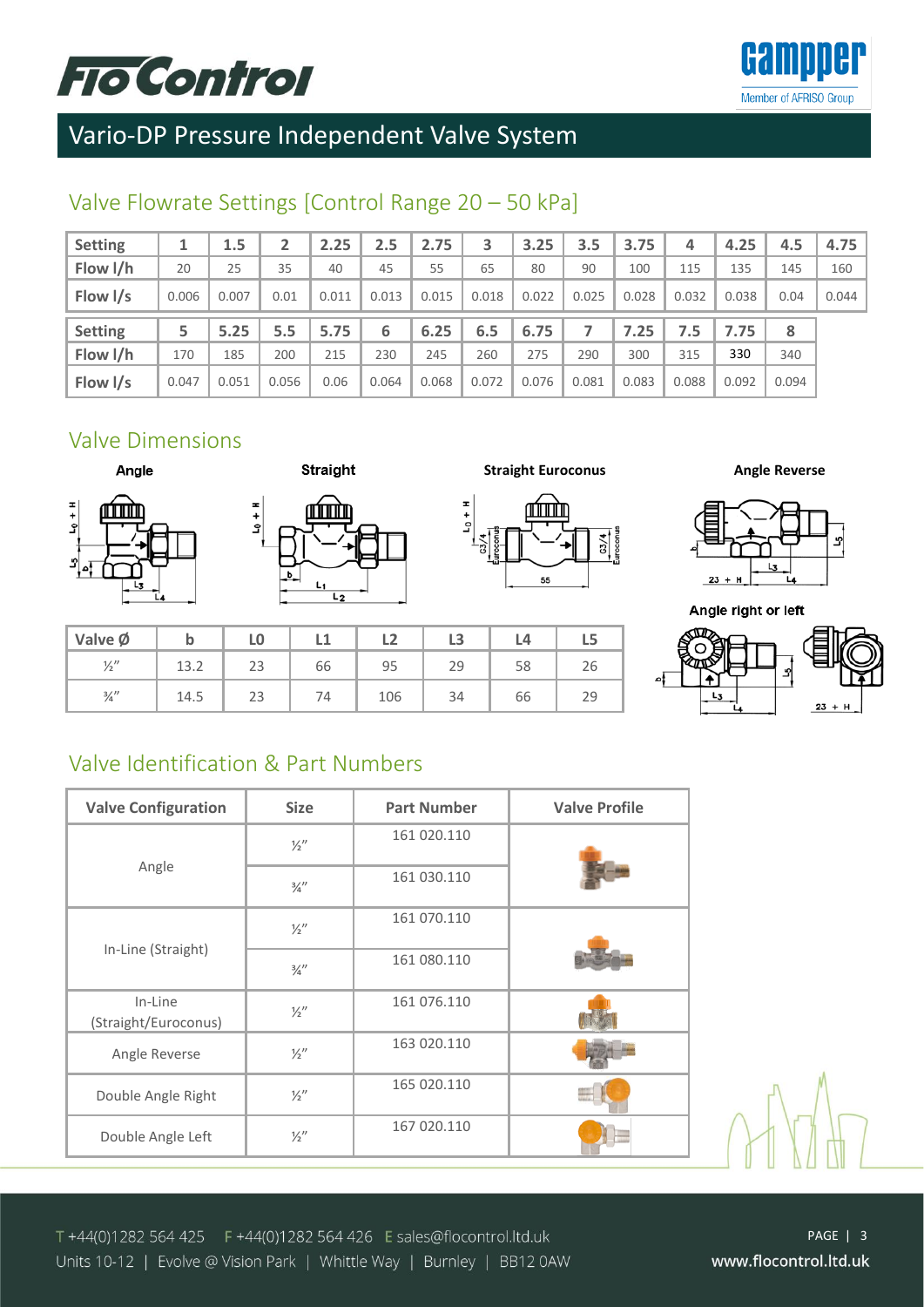# Vario-DP Pressure Independent Valve System

## Valve Flowrate Settings [Control Range 20 – 50 kPa]

| Setting | 1 | 1.5 | 2 | 2.25 | 2.5 | 2.75 | 3 | 3.25 | 3.5 | 3.75 | 4 | 4.25 | 4.5 | 4.75 |
|---|---|---|---|---|---|---|---|---|---|---|---|---|---|---|
| Flow l/h | 20 | 25 | 35 | 40 | 45 | 55 | 65 | 80 | 90 | 100 | 115 | 135 | 145 | 160 |
| Flow l/s | 0.006 | 0.007 | 0.01 | 0.011 | 0.013 | 0.015 | 0.018 | 0.022 | 0.025 | 0.028 | 0.032 | 0.038 | 0.04 | 0.044 |

| Setting | 5 | 5.25 | 5.5 | 5.75 | 6 | 6.25 | 6.5 | 6.75 | 7 | 7.25 | 7.5 | 7.75 | 8 |
|---|---|---|---|---|---|---|---|---|---|---|---|---|---|
| Flow l/h | 170 | 185 | 200 | 215 | 230 | 245 | 260 | 275 | 290 | 300 | 315 | 330 | 340 |
| Flow l/s | 0.047 | 0.051 | 0.056 | 0.06 | 0.064 | 0.068 | 0.072 | 0.076 | 0.081 | 0.083 | 0.088 | 0.092 | 0.094 |

## Valve Dimensions

Angle | Straight | Straight Euroconus | Angle Reverse | Angle right or left

| Valve Ø | b | L0 | L1 | L2 | L3 | L4 | L5 |
|---|---|---|---|---|---|---|---|
| ½" | 13.2 | 23 | 66 | 95 | 29 | 58 | 26 |
| ¾" | 14.5 | 23 | 74 | 106 | 34 | 66 | 29 |

## Valve Identification & Part Numbers

| Valve Configuration | Size | Part Number | Valve Profile |
|---|---|---|---|
| Angle | ½" | 161 020.110 | |
| | ¾" | 161 030.110 | |
| In-Line (Straight) | ½" | 161 070.110 | |
| | ¾" | 161 080.110 | |
| In-Line (Straight/Euroconus) | ½" | 161 076.110 | |
| Angle Reverse | ½" | 163 020.110 | |
| Double Angle Right | ½" | 165 020.110 | |
| Double Angle Left | ½" | 167 020.110 | |

T +44(0)1282 564 425   F +44(0)1282 564 426   E sales@flocontrol.ltd.uk
Units 10-12 | Evolve @ Vision Park | Whittle Way | Burnley | BB12 0AW

www.flocontrol.ltd.uk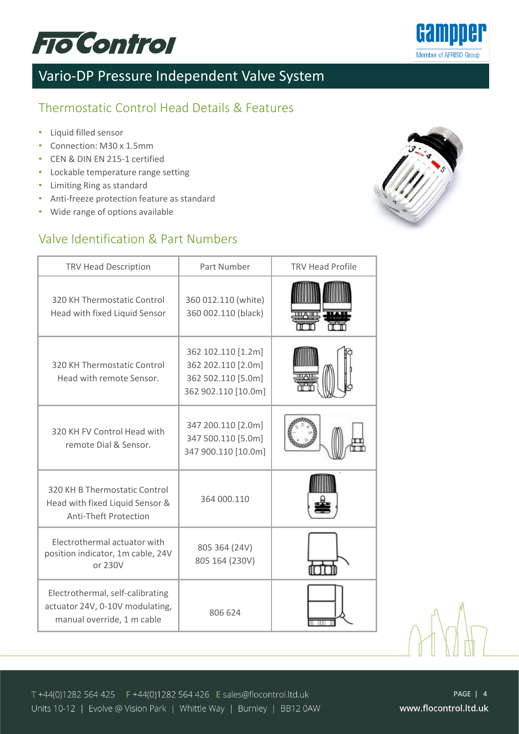# Vario-DP Pressure Independent Valve System

## Thermostatic Control Head Details & Features

- Liquid filled sensor
- Connection: M30 x 1.5mm
- CEN & DIN EN 215-1 certified
- Lockable temperature range setting
- Limiting Ring as standard
- Anti-freeze protection feature as standard
- Wide range of options available

## Valve Identification & Part Numbers

| TRV Head Description | Part Number | TRV Head Profile |
|---|---|---|
| 320 KH Thermostatic Control Head with fixed Liquid Sensor | 360 012.110 (white)<br>360 002.110 (black) | |
| 320 KH Thermostatic Control Head with remote Sensor. | 362 102.110 [1.2m]<br>362 202.110 [2.0m]<br>362 502.110 [5.0m]<br>362 902.110 [10.0m] | |
| 320 KH FV Control Head with remote Dial & Sensor. | 347 200.110 [2.0m]<br>347 500.110 [5.0m]<br>347 900.110 [10.0m] | |
| 320 KH B Thermostatic Control Head with fixed Liquid Sensor & Anti-Theft Protection | 364 000.110 | |
| Electrothermal actuator with position indicator, 1m cable, 24V or 230V | 805 364 (24V)<br>805 164 (230V) | |
| Electrothermal, self-calibrating actuator 24V, 0-10V modulating, manual override, 1 m cable | 806 624 | |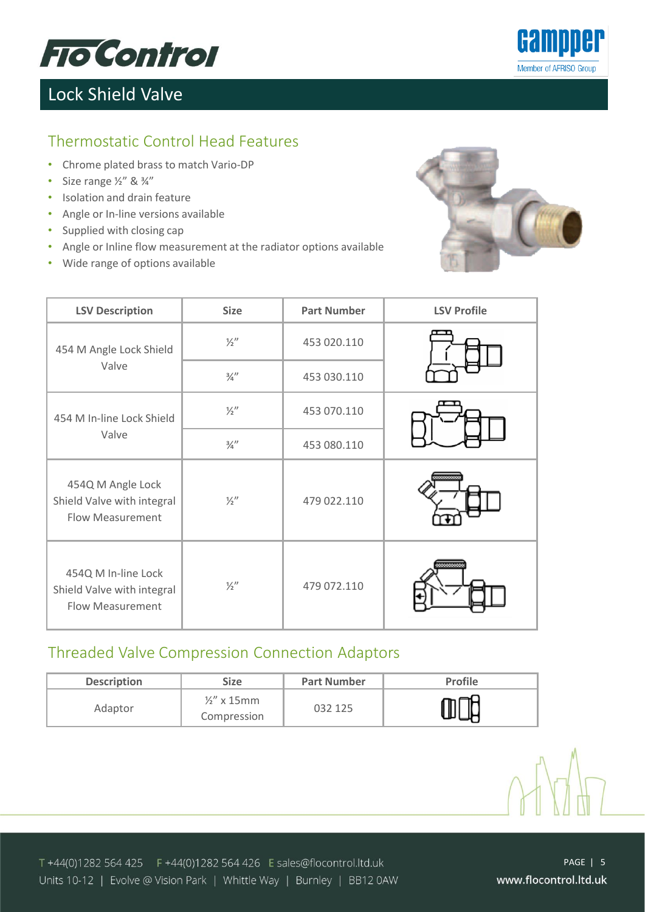# Lock Shield Valve

## Thermostatic Control Head Features

- Chrome plated brass to match Vario-DP
- Size range ½" & ¾"
- Isolation and drain feature
- Angle or In-line versions available
- Supplied with closing cap
- Angle or Inline flow measurement at the radiator options available
- Wide range of options available

| LSV Description | Size | Part Number | LSV Profile |
|---|---|---|---|
| 454 M Angle Lock Shield Valve | ½" | 453 020.110 | |
| | ¾" | 453 030.110 | |
| 454 M In-line Lock Shield Valve | ½" | 453 070.110 | |
| | ¾" | 453 080.110 | |
| 454Q M Angle Lock Shield Valve with integral Flow Measurement | ½" | 479 022.110 | |
| 454Q M In-line Lock Shield Valve with integral Flow Measurement | ½" | 479 072.110 | |

## Threaded Valve Compression Connection Adaptors

| Description | Size | Part Number | Profile |
|---|---|---|---|
| Adaptor | ½" x 15mm Compression | 032 125 | |

T +44(0)1282 564 425 F +44(0)1282 564 426 E sales@flocontrol.ltd.uk
Units 10-12 | Evolve @ Vision Park | Whittle Way | Burnley | BB12 0AW

www.flocontrol.ltd.uk